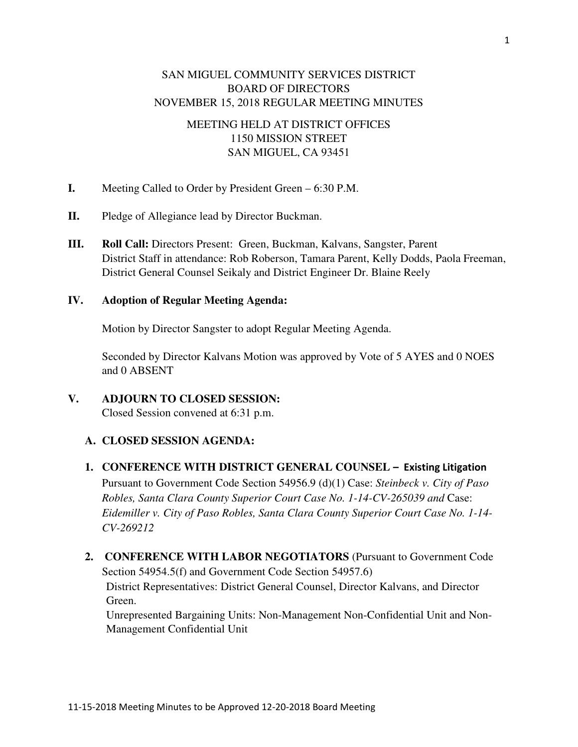SAN MIGUEL COMMUNITY SERVICES DISTRICT
BOARD OF DIRECTORS
NOVEMBER 15, 2018 REGULAR MEETING MINUTES

MEETING HELD AT DISTRICT OFFICES
1150 MISSION STREET
SAN MIGUEL, CA 93451

**I.** Meeting Called to Order by President Green – 6:30 P.M.

**II.** Pledge of Allegiance lead by Director Buckman.

**III.** **Roll Call:** Directors Present: Green, Buckman, Kalvans, Sangster, Parent
District Staff in attendance: Rob Roberson, Tamara Parent, Kelly Dodds, Paola Freeman, District General Counsel Seikaly and District Engineer Dr. Blaine Reely

**IV.** **Adoption of Regular Meeting Agenda:**

Motion by Director Sangster to adopt Regular Meeting Agenda.

Seconded by Director Kalvans Motion was approved by Vote of 5 AYES and 0 NOES and 0 ABSENT

**V.** **ADJOURN TO CLOSED SESSION:**
Closed Session convened at 6:31 p.m.

**A. CLOSED SESSION AGENDA:**

**1. CONFERENCE WITH DISTRICT GENERAL COUNSEL – Existing Litigation**
Pursuant to Government Code Section 54956.9 (d)(1) Case: *Steinbeck v. City of Paso Robles, Santa Clara County Superior Court Case No. 1-14-CV-265039 and* Case: *Eidemiller v. City of Paso Robles, Santa Clara County Superior Court Case No. 1-14-CV-269212*

**2. CONFERENCE WITH LABOR NEGOTIATORS** (Pursuant to Government Code Section 54954.5(f) and Government Code Section 54957.6)
District Representatives: District General Counsel, Director Kalvans, and Director Green.
Unrepresented Bargaining Units: Non-Management Non-Confidential Unit and Non-Management Confidential Unit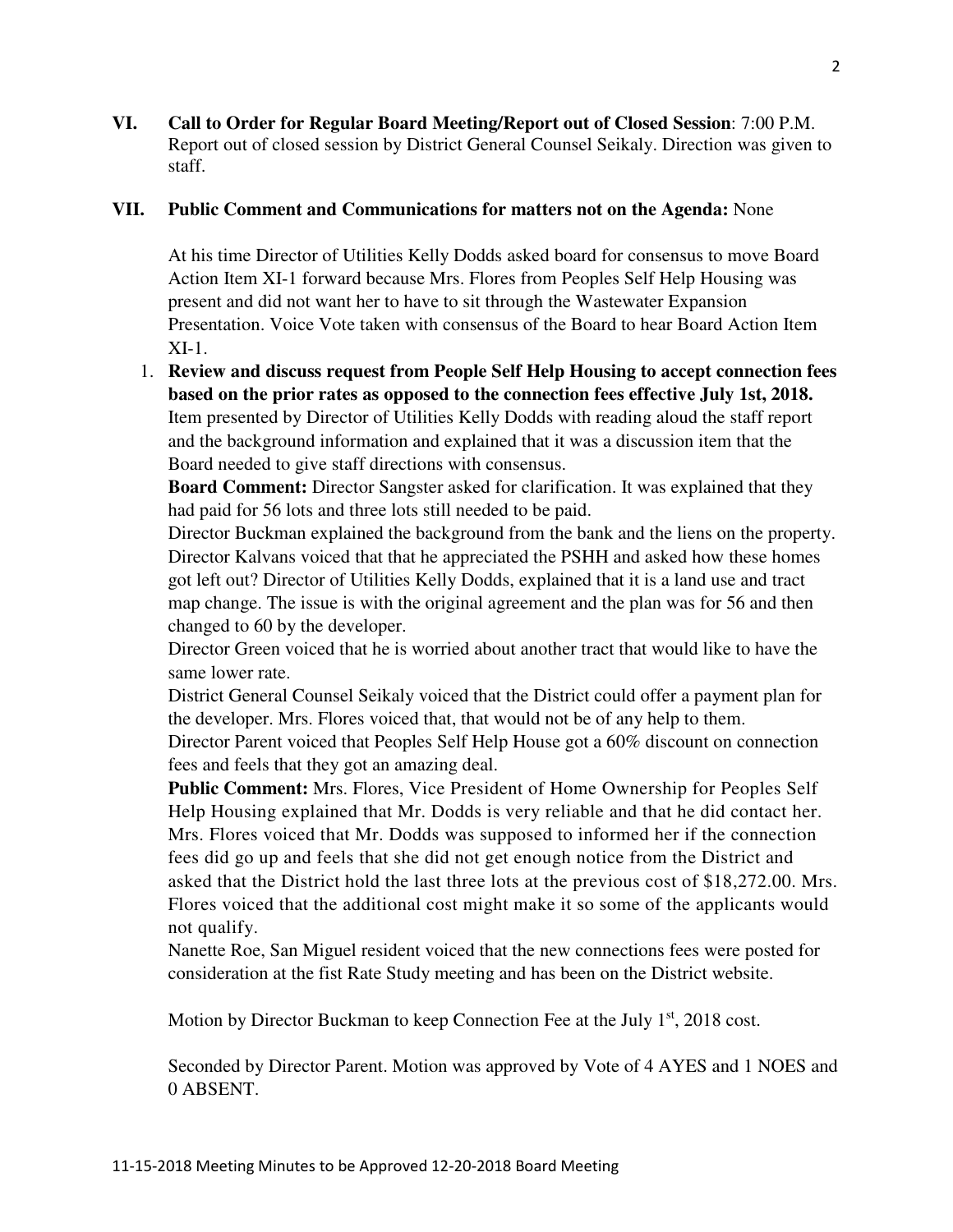**VI. Call to Order for Regular Board Meeting/Report out of Closed Session**: 7:00 P.M. Report out of closed session by District General Counsel Seikaly. Direction was given to staff.

**VII. Public Comment and Communications for matters not on the Agenda:** None

At his time Director of Utilities Kelly Dodds asked board for consensus to move Board Action Item XI-1 forward because Mrs. Flores from Peoples Self Help Housing was present and did not want her to have to sit through the Wastewater Expansion Presentation. Voice Vote taken with consensus of the Board to hear Board Action Item XI-1.

1. **Review and discuss request from People Self Help Housing to accept connection fees based on the prior rates as opposed to the connection fees effective July 1st, 2018.** Item presented by Director of Utilities Kelly Dodds with reading aloud the staff report and the background information and explained that it was a discussion item that the Board needed to give staff directions with consensus.
   **Board Comment:** Director Sangster asked for clarification. It was explained that they had paid for 56 lots and three lots still needed to be paid.
   Director Buckman explained the background from the bank and the liens on the property.
   Director Kalvans voiced that that he appreciated the PSHH and asked how these homes got left out? Director of Utilities Kelly Dodds, explained that it is a land use and tract map change. The issue is with the original agreement and the plan was for 56 and then changed to 60 by the developer.
   Director Green voiced that he is worried about another tract that would like to have the same lower rate.
   District General Counsel Seikaly voiced that the District could offer a payment plan for the developer. Mrs. Flores voiced that, that would not be of any help to them.
   Director Parent voiced that Peoples Self Help House got a 60% discount on connection fees and feels that they got an amazing deal.
   **Public Comment:** Mrs. Flores, Vice President of Home Ownership for Peoples Self Help Housing explained that Mr. Dodds is very reliable and that he did contact her. Mrs. Flores voiced that Mr. Dodds was supposed to informed her if the connection fees did go up and feels that she did not get enough notice from the District and asked that the District hold the last three lots at the previous cost of $18,272.00. Mrs. Flores voiced that the additional cost might make it so some of the applicants would not qualify.
   Nanette Roe, San Miguel resident voiced that the new connections fees were posted for consideration at the fist Rate Study meeting and has been on the District website.

   Motion by Director Buckman to keep Connection Fee at the July 1st, 2018 cost.

   Seconded by Director Parent. Motion was approved by Vote of 4 AYES and 1 NOES and 0 ABSENT.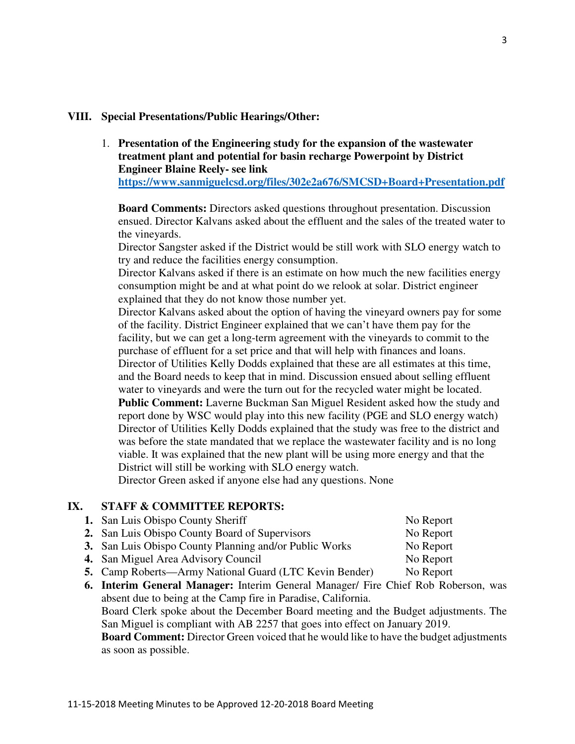## VIII. Special Presentations/Public Hearings/Other:

1. **Presentation of the Engineering study for the expansion of the wastewater treatment plant and potential for basin recharge Powerpoint by District Engineer Blaine Reely- see link [https://www.sanmiguelcsd.org/files/302e2a676/SMCSD+Board+Presentation.pdf](https://www.sanmiguelcsd.org/files/302e2a676/SMCSD+Board+Presentation.pdf)**

   **Board Comments:** Directors asked questions throughout presentation. Discussion ensued. Director Kalvans asked about the effluent and the sales of the treated water to the vineyards.
   Director Sangster asked if the District would be still work with SLO energy watch to try and reduce the facilities energy consumption.
   Director Kalvans asked if there is an estimate on how much the new facilities energy consumption might be and at what point do we relook at solar. District engineer explained that they do not know those number yet.
   Director Kalvans asked about the option of having the vineyard owners pay for some of the facility. District Engineer explained that we can't have them pay for the facility, but we can get a long-term agreement with the vineyards to commit to the purchase of effluent for a set price and that will help with finances and loans.
   Director of Utilities Kelly Dodds explained that these are all estimates at this time, and the Board needs to keep that in mind. Discussion ensued about selling effluent water to vineyards and were the turn out for the recycled water might be located.
   **Public Comment:** Laverne Buckman San Miguel Resident asked how the study and report done by WSC would play into this new facility (PGE and SLO energy watch) Director of Utilities Kelly Dodds explained that the study was free to the district and was before the state mandated that we replace the wastewater facility and is no long viable. It was explained that the new plant will be using more energy and that the District will still be working with SLO energy watch.
   Director Green asked if anyone else had any questions. None

## IX. STAFF & COMMITTEE REPORTS:

1. San Luis Obispo County Sheriff — No Report
2. San Luis Obispo County Board of Supervisors — No Report
3. San Luis Obispo County Planning and/or Public Works — No Report
4. San Miguel Area Advisory Council — No Report
5. Camp Roberts—Army National Guard (LTC Kevin Bender) — No Report
6. **Interim General Manager:** Interim General Manager/ Fire Chief Rob Roberson, was absent due to being at the Camp fire in Paradise, California.
   Board Clerk spoke about the December Board meeting and the Budget adjustments. The San Miguel is compliant with AB 2257 that goes into effect on January 2019.
   **Board Comment:** Director Green voiced that he would like to have the budget adjustments as soon as possible.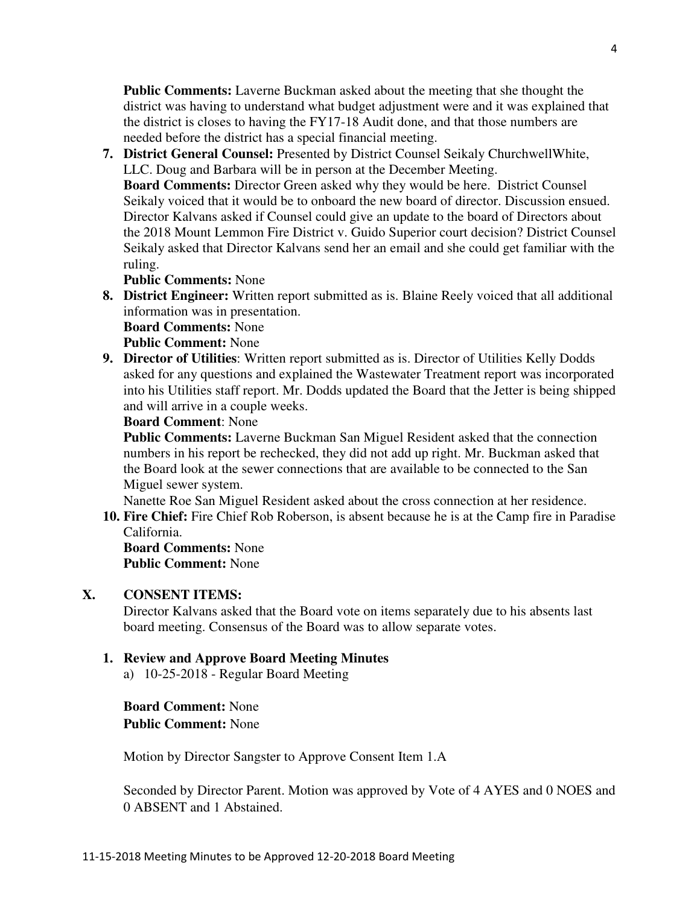**Public Comments:** Laverne Buckman asked about the meeting that she thought the district was having to understand what budget adjustment were and it was explained that the district is closes to having the FY17-18 Audit done, and that those numbers are needed before the district has a special financial meeting.

7. **District General Counsel:** Presented by District Counsel Seikaly ChurchwellWhite, LLC. Doug and Barbara will be in person at the December Meeting.
   **Board Comments:** Director Green asked why they would be here. District Counsel Seikaly voiced that it would be to onboard the new board of director. Discussion ensued. Director Kalvans asked if Counsel could give an update to the board of Directors about the 2018 Mount Lemmon Fire District v. Guido Superior court decision? District Counsel Seikaly asked that Director Kalvans send her an email and she could get familiar with the ruling.
   **Public Comments:** None
8. **District Engineer:** Written report submitted as is. Blaine Reely voiced that all additional information was in presentation.
   **Board Comments:** None
   **Public Comment:** None
9. **Director of Utilities**: Written report submitted as is. Director of Utilities Kelly Dodds asked for any questions and explained the Wastewater Treatment report was incorporated into his Utilities staff report. Mr. Dodds updated the Board that the Jetter is being shipped and will arrive in a couple weeks.
   **Board Comment**: None
   **Public Comments:** Laverne Buckman San Miguel Resident asked that the connection numbers in his report be rechecked, they did not add up right. Mr. Buckman asked that the Board look at the sewer connections that are available to be connected to the San Miguel sewer system.
   Nanette Roe San Miguel Resident asked about the cross connection at her residence.
10. **Fire Chief:** Fire Chief Rob Roberson, is absent because he is at the Camp fire in Paradise California.
    **Board Comments:** None
    **Public Comment:** None

## X. CONSENT ITEMS:

Director Kalvans asked that the Board vote on items separately due to his absents last board meeting. Consensus of the Board was to allow separate votes.

### 1. Review and Approve Board Meeting Minutes

a) 10-25-2018 - Regular Board Meeting

**Board Comment:** None
**Public Comment:** None

Motion by Director Sangster to Approve Consent Item 1.A

Seconded by Director Parent. Motion was approved by Vote of 4 AYES and 0 NOES and 0 ABSENT and 1 Abstained.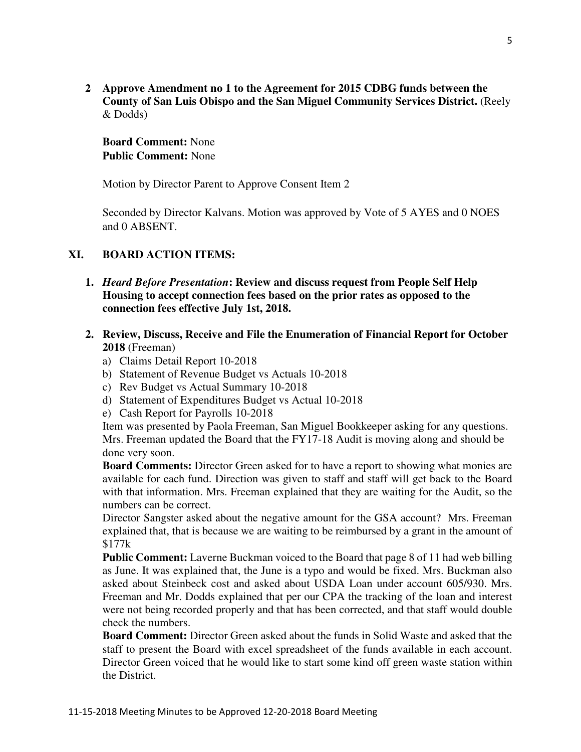**2 Approve Amendment no 1 to the Agreement for 2015 CDBG funds between the County of San Luis Obispo and the San Miguel Community Services District.** (Reely & Dodds)

**Board Comment:** None
**Public Comment:** None

Motion by Director Parent to Approve Consent Item 2

Seconded by Director Kalvans. Motion was approved by Vote of 5 AYES and 0 NOES and 0 ABSENT.

## XI. BOARD ACTION ITEMS:

1. ***Heard Before Presentation*: Review and discuss request from People Self Help Housing to accept connection fees based on the prior rates as opposed to the connection fees effective July 1st, 2018.**

2. **Review, Discuss, Receive and File the Enumeration of Financial Report for October 2018** (Freeman)
   a) Claims Detail Report 10-2018
   b) Statement of Revenue Budget vs Actuals 10-2018
   c) Rev Budget vs Actual Summary 10-2018
   d) Statement of Expenditures Budget vs Actual 10-2018
   e) Cash Report for Payrolls 10-2018

   Item was presented by Paola Freeman, San Miguel Bookkeeper asking for any questions. Mrs. Freeman updated the Board that the FY17-18 Audit is moving along and should be done very soon.

   **Board Comments:** Director Green asked for to have a report to showing what monies are available for each fund. Direction was given to staff and staff will get back to the Board with that information. Mrs. Freeman explained that they are waiting for the Audit, so the numbers can be correct.

   Director Sangster asked about the negative amount for the GSA account? Mrs. Freeman explained that, that is because we are waiting to be reimbursed by a grant in the amount of $177k

   **Public Comment:** Laverne Buckman voiced to the Board that page 8 of 11 had web billing as June. It was explained that, the June is a typo and would be fixed. Mrs. Buckman also asked about Steinbeck cost and asked about USDA Loan under account 605/930. Mrs. Freeman and Mr. Dodds explained that per our CPA the tracking of the loan and interest were not being recorded properly and that has been corrected, and that staff would double check the numbers.

   **Board Comment:** Director Green asked about the funds in Solid Waste and asked that the staff to present the Board with excel spreadsheet of the funds available in each account. Director Green voiced that he would like to start some kind off green waste station within the District.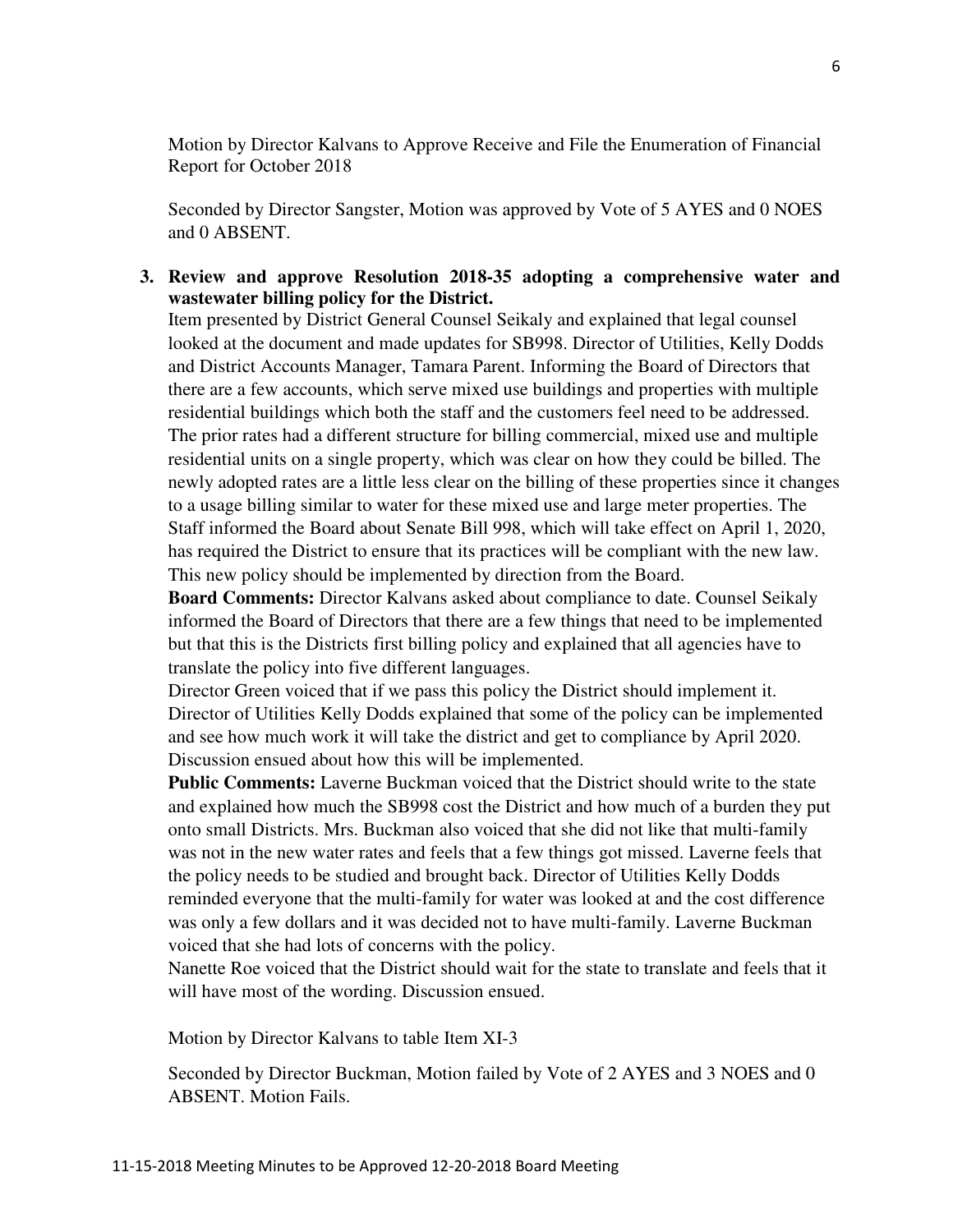Motion by Director Kalvans to Approve Receive and File the Enumeration of Financial Report for October 2018

Seconded by Director Sangster, Motion was approved by Vote of 5 AYES and 0 NOES and 0 ABSENT.

3. **Review and approve Resolution 2018-35 adopting a comprehensive water and wastewater billing policy for the District.**

   Item presented by District General Counsel Seikaly and explained that legal counsel looked at the document and made updates for SB998. Director of Utilities, Kelly Dodds and District Accounts Manager, Tamara Parent. Informing the Board of Directors that there are a few accounts, which serve mixed use buildings and properties with multiple residential buildings which both the staff and the customers feel need to be addressed. The prior rates had a different structure for billing commercial, mixed use and multiple residential units on a single property, which was clear on how they could be billed. The newly adopted rates are a little less clear on the billing of these properties since it changes to a usage billing similar to water for these mixed use and large meter properties. The Staff informed the Board about Senate Bill 998, which will take effect on April 1, 2020, has required the District to ensure that its practices will be compliant with the new law. This new policy should be implemented by direction from the Board.

   **Board Comments:** Director Kalvans asked about compliance to date. Counsel Seikaly informed the Board of Directors that there are a few things that need to be implemented but that this is the Districts first billing policy and explained that all agencies have to translate the policy into five different languages.

   Director Green voiced that if we pass this policy the District should implement it. Director of Utilities Kelly Dodds explained that some of the policy can be implemented and see how much work it will take the district and get to compliance by April 2020. Discussion ensued about how this will be implemented.

   **Public Comments:** Laverne Buckman voiced that the District should write to the state and explained how much the SB998 cost the District and how much of a burden they put onto small Districts. Mrs. Buckman also voiced that she did not like that multi-family was not in the new water rates and feels that a few things got missed. Laverne feels that the policy needs to be studied and brought back. Director of Utilities Kelly Dodds reminded everyone that the multi-family for water was looked at and the cost difference was only a few dollars and it was decided not to have multi-family. Laverne Buckman voiced that she had lots of concerns with the policy.

   Nanette Roe voiced that the District should wait for the state to translate and feels that it will have most of the wording. Discussion ensued.

   Motion by Director Kalvans to table Item XI-3

   Seconded by Director Buckman, Motion failed by Vote of 2 AYES and 3 NOES and 0 ABSENT. Motion Fails.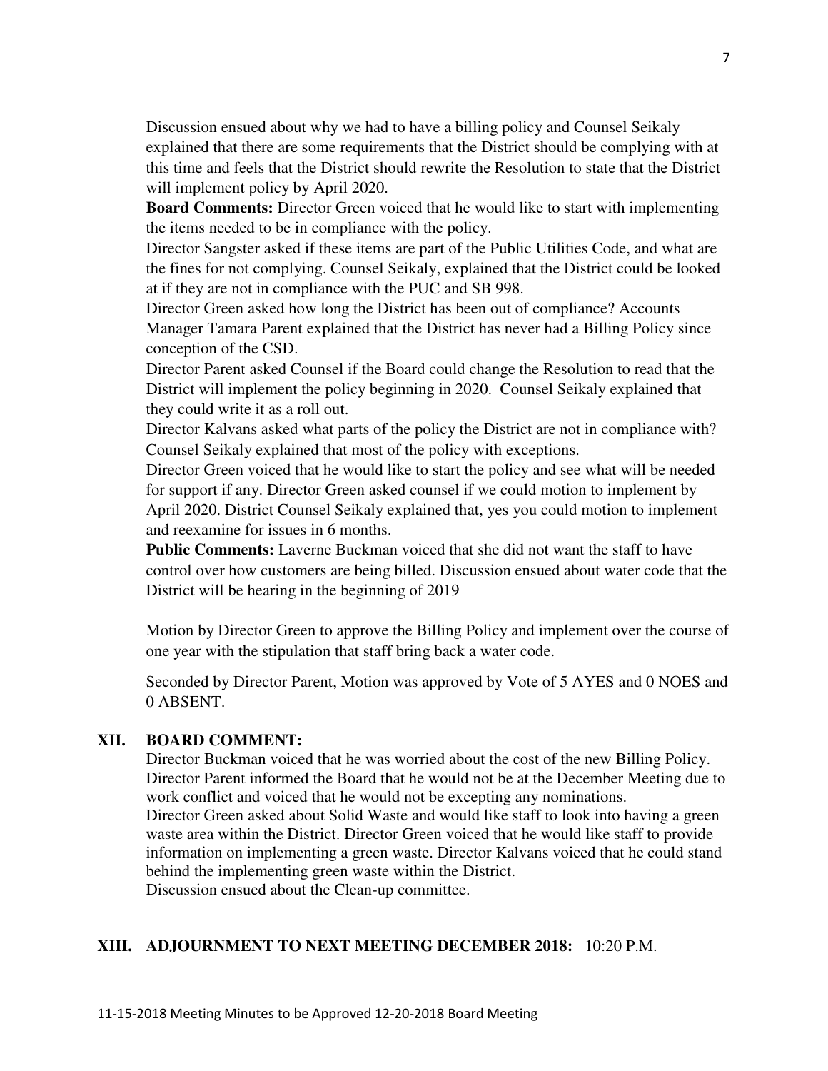Discussion ensued about why we had to have a billing policy and Counsel Seikaly explained that there are some requirements that the District should be complying with at this time and feels that the District should rewrite the Resolution to state that the District will implement policy by April 2020.

**Board Comments:** Director Green voiced that he would like to start with implementing the items needed to be in compliance with the policy.

Director Sangster asked if these items are part of the Public Utilities Code, and what are the fines for not complying. Counsel Seikaly, explained that the District could be looked at if they are not in compliance with the PUC and SB 998.

Director Green asked how long the District has been out of compliance? Accounts Manager Tamara Parent explained that the District has never had a Billing Policy since conception of the CSD.

Director Parent asked Counsel if the Board could change the Resolution to read that the District will implement the policy beginning in 2020. Counsel Seikaly explained that they could write it as a roll out.

Director Kalvans asked what parts of the policy the District are not in compliance with? Counsel Seikaly explained that most of the policy with exceptions.

Director Green voiced that he would like to start the policy and see what will be needed for support if any. Director Green asked counsel if we could motion to implement by April 2020. District Counsel Seikaly explained that, yes you could motion to implement and reexamine for issues in 6 months.

**Public Comments:** Laverne Buckman voiced that she did not want the staff to have control over how customers are being billed. Discussion ensued about water code that the District will be hearing in the beginning of 2019

Motion by Director Green to approve the Billing Policy and implement over the course of one year with the stipulation that staff bring back a water code.

Seconded by Director Parent, Motion was approved by Vote of 5 AYES and 0 NOES and 0 ABSENT.

## XII. BOARD COMMENT:

Director Buckman voiced that he was worried about the cost of the new Billing Policy.
Director Parent informed the Board that he would not be at the December Meeting due to work conflict and voiced that he would not be excepting any nominations.
Director Green asked about Solid Waste and would like staff to look into having a green waste area within the District. Director Green voiced that he would like staff to provide information on implementing a green waste. Director Kalvans voiced that he could stand behind the implementing green waste within the District.
Discussion ensued about the Clean-up committee.

## XIII. ADJOURNMENT TO NEXT MEETING DECEMBER 2018: 10:20 P.M.